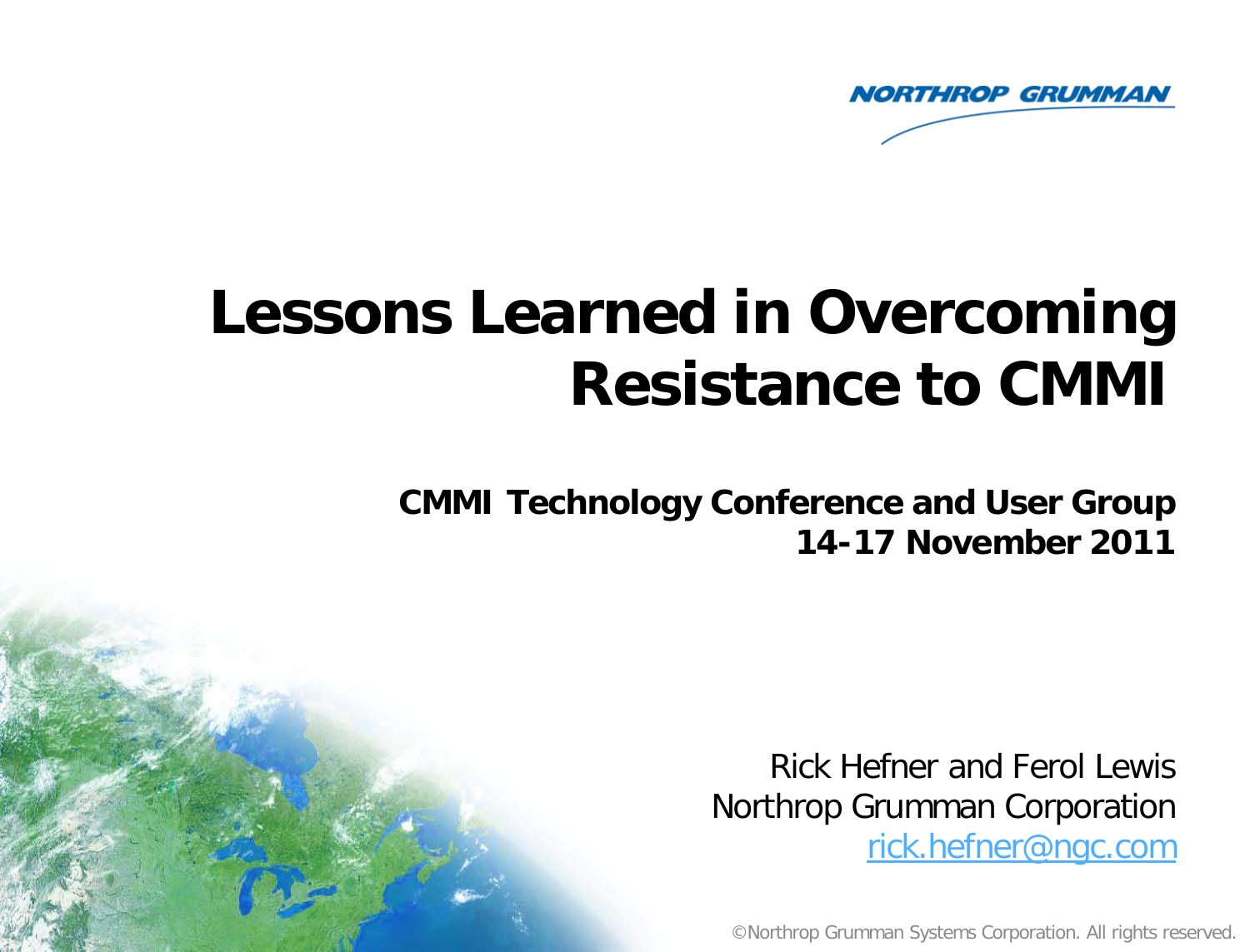NORTHROP GRUMMAN

# Lessons Learned in Overcoming Resistance to CMMI

**CMMI Technology Conference and User Group**
**14-17 November 2011**

Rick Hefner and Ferol Lewis
Northrop Grumman Corporation
rick.hefner@ngc.com

©Northrop Grumman Systems Corporation. All rights reserved.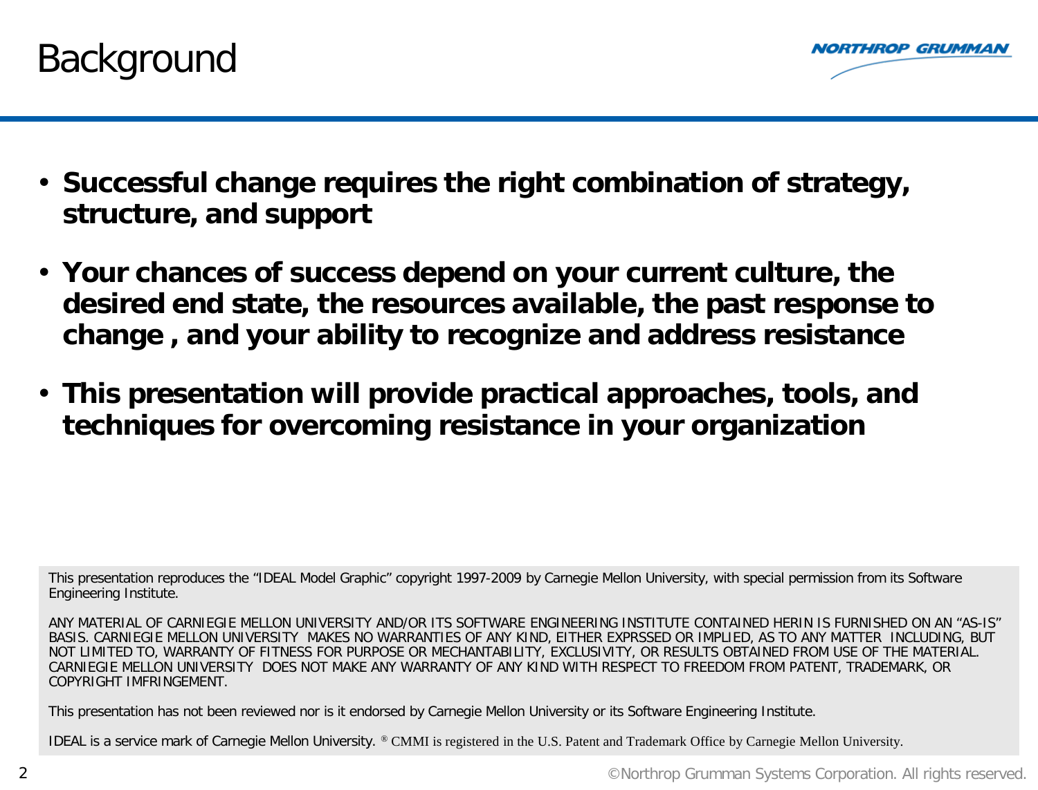# Background

- **Successful change requires the right combination of strategy, structure, and support**
- **Your chances of success depend on your current culture, the desired end state, the resources available, the past response to change , and your ability to recognize and address resistance**
- **This presentation will provide practical approaches, tools, and techniques for overcoming resistance in your organization**

This presentation reproduces the "IDEAL Model Graphic" copyright 1997-2009 by Carnegie Mellon University, with special permission from its Software Engineering Institute.

ANY MATERIAL OF CARNIEGIE MELLON UNIVERSITY AND/OR ITS SOFTWARE ENGINEERING INSTITUTE CONTAINED HERIN IS FURNISHED ON AN "AS-IS" BASIS. CARNIEGIE MELLON UNIVERSITY MAKES NO WARRANTIES OF ANY KIND, EITHER EXPRSSED OR IMPLIED, AS TO ANY MATTER INCLUDING, BUT NOT LIMITED TO, WARRANTY OF FITNESS FOR PURPOSE OR MECHANTABILITY, EXCLUSIVITY, OR RESULTS OBTAINED FROM USE OF THE MATERIAL. CARNIEGIE MELLON UNIVERSITY DOES NOT MAKE ANY WARRANTY OF ANY KIND WITH RESPECT TO FREEDOM FROM PATENT, TRADEMARK, OR COPYRIGHT IMFRINGEMENT.

This presentation has not been reviewed nor is it endorsed by Carnegie Mellon University or its Software Engineering Institute.

IDEAL is a service mark of Carnegie Mellon University. ® CMMI is registered in the U.S. Patent and Trademark Office by Carnegie Mellon University.

©Northrop Grumman Systems Corporation. All rights reserved.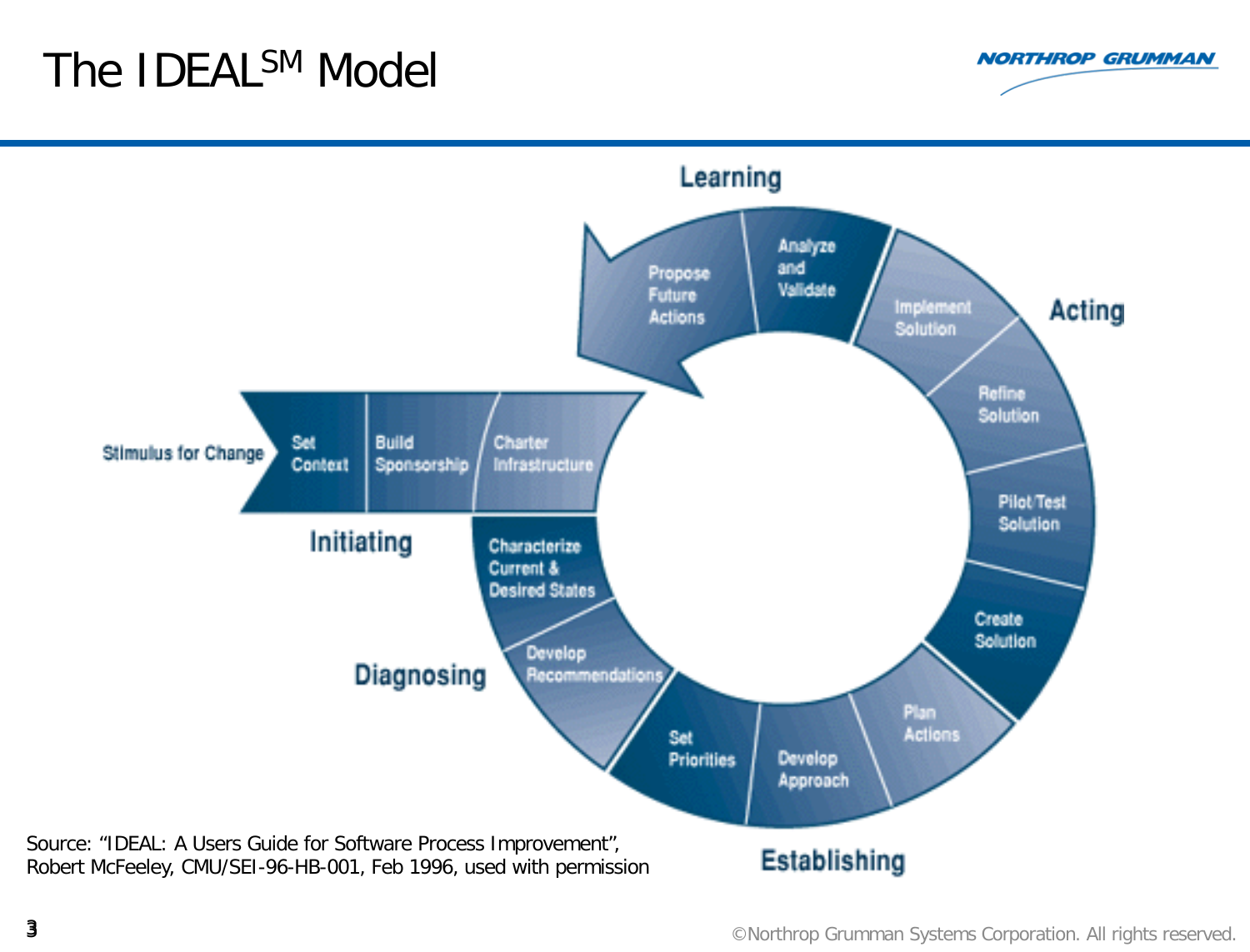# The IDEAL[SM] Model

Learning

Propose Future Actions

Analyze and Validate

Acting

Implement Solution

Refine Solution

Pilot/Test Solution

Create Solution

Stimulus for Change

Set Context

Build Sponsorship

Charter Infrastructure

Initiating

Characterize Current & Desired States

Develop Recommendations

Diagnosing

Set Priorities

Develop Approach

Plan Actions

Establishing

Source: "IDEAL: A Users Guide for Software Process Improvement", Robert McFeeley, CMU/SEI-96-HB-001, Feb 1996, used with permission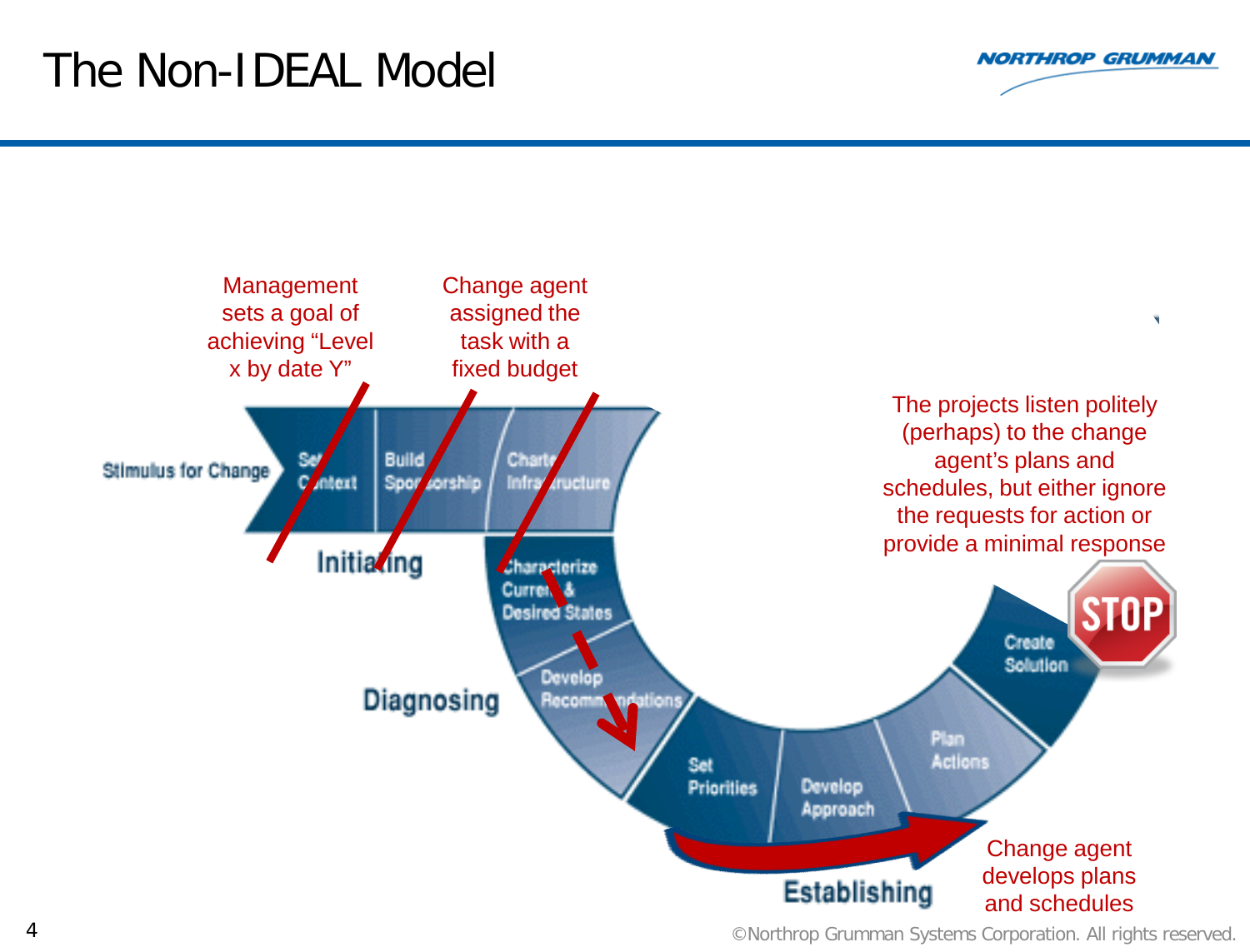# The Non-IDEAL Model

Management sets a goal of achieving "Level x by date Y"

Change agent assigned the task with a fixed budget

Stimulus for Change

Set Context

Build Sponsorship

Charter Infrastructure

Initiating

Characterize Current & Desired States

Develop Recommendations

Diagnosing

Set Priorities

Develop Approach

Plan Actions

Create Solution

Establishing

STOP

The projects listen politely (perhaps) to the change agent's plans and schedules, but either ignore the requests for action or provide a minimal response

Change agent develops plans and schedules

©Northrop Grumman Systems Corporation. All rights reserved.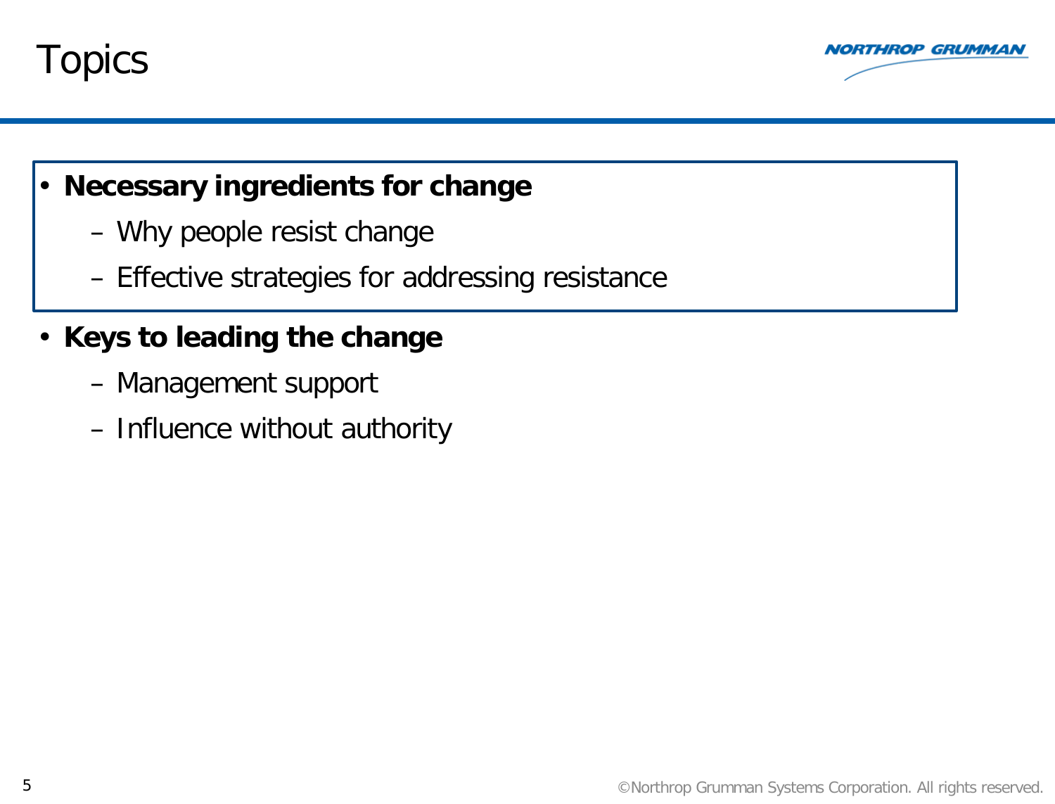# Topics

- **Necessary ingredients for change**
  - Why people resist change
  - Effective strategies for addressing resistance
- **Keys to leading the change**
  - Management support
  - Influence without authority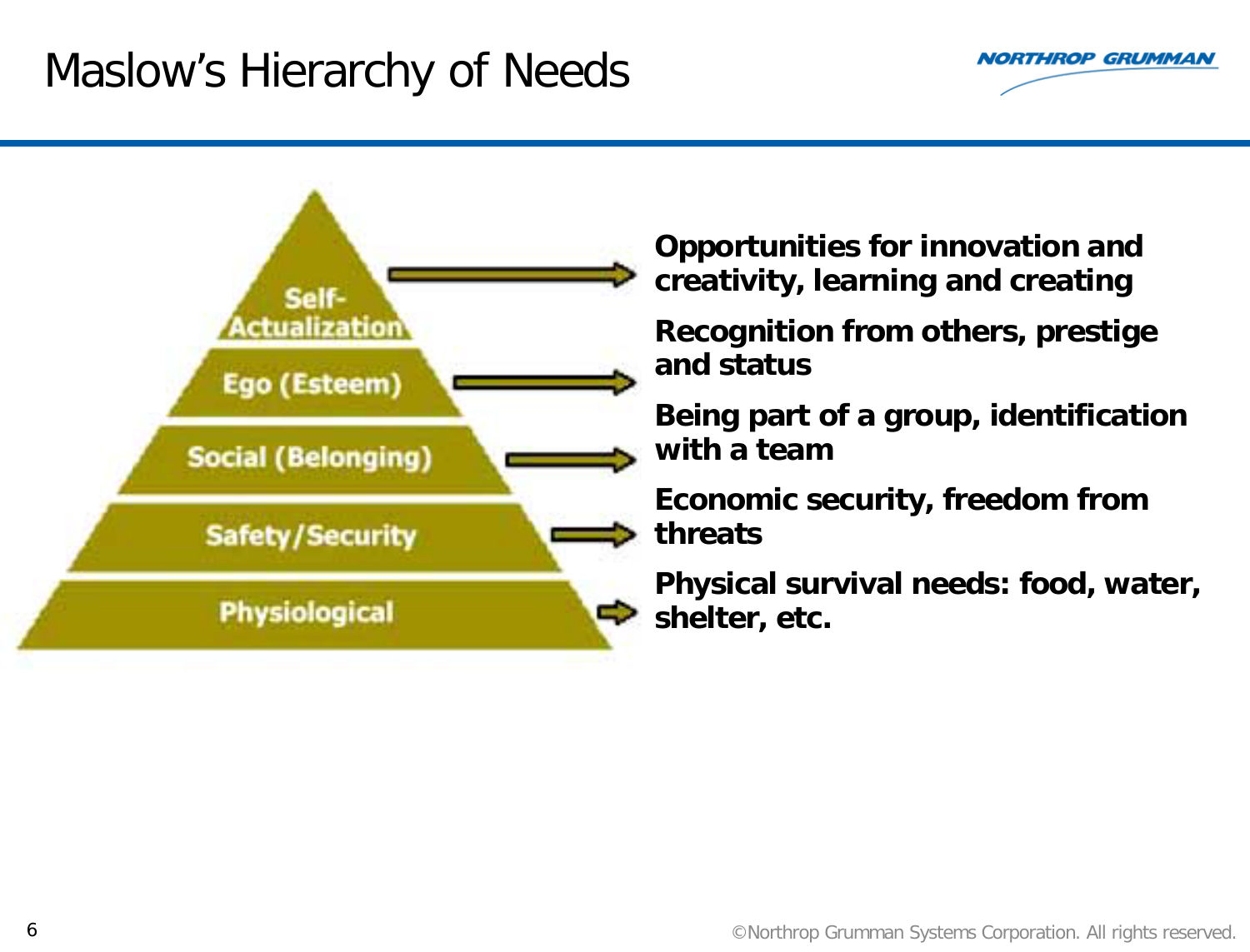# Maslow's Hierarchy of Needs

- **Self-Actualization** → **Opportunities for innovation and creativity, learning and creating**
- **Ego (Esteem)** → **Recognition from others, prestige and status**
- **Social (Belonging)** → **Being part of a group, identification with a team**
- **Safety/Security** → **Economic security, freedom from threats**
- **Physiological** → **Physical survival needs: food, water, shelter, etc.**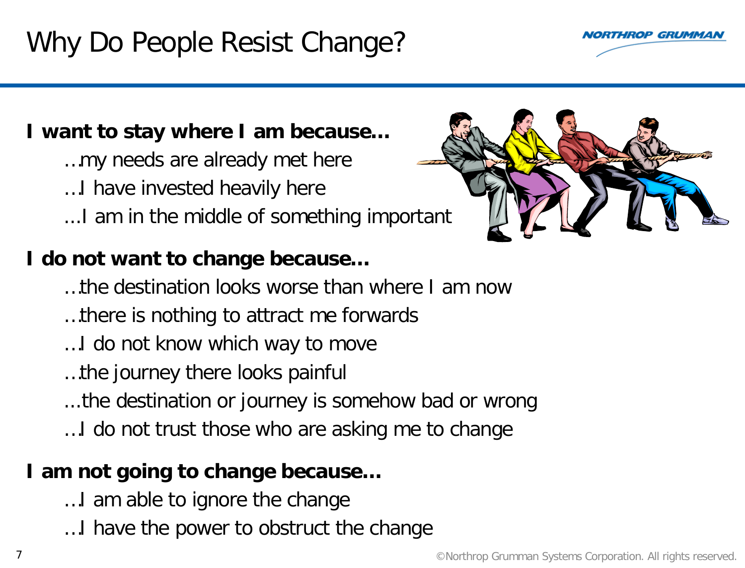# Why Do People Resist Change?

**I want to stay where I am because…**

…my needs are already met here

…I have invested heavily here

…I am in the middle of something important

**I do not want to change because…**

…the destination looks worse than where I am now

…there is nothing to attract me forwards

…I do not know which way to move

…the journey there looks painful

…the destination or journey is somehow bad or wrong

…I do not trust those who are asking me to change

**I am not going to change because…**

…I am able to ignore the change

…I have the power to obstruct the change

©Northrop Grumman Systems Corporation. All rights reserved.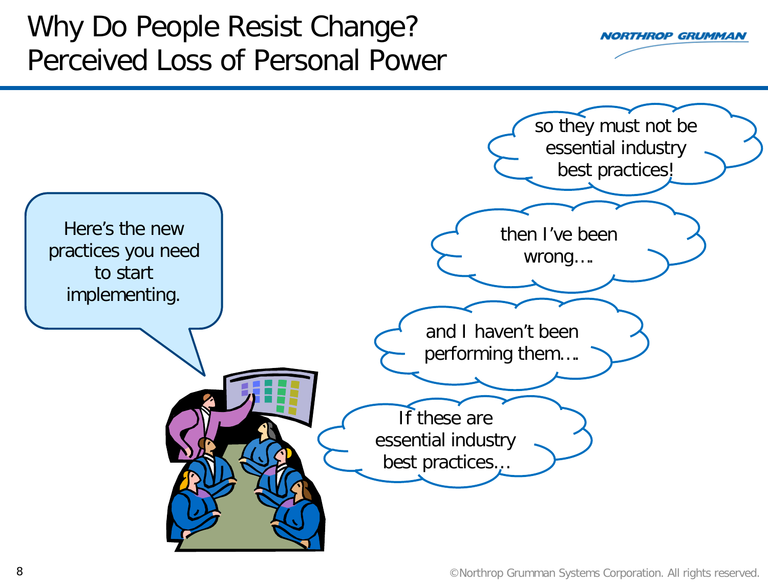# Why Do People Resist Change? Perceived Loss of Personal Power

Here's the new practices you need to start implementing.

If these are essential industry best practices…

and I haven't been performing them….

then I've been wrong….

so they must not be essential industry best practices!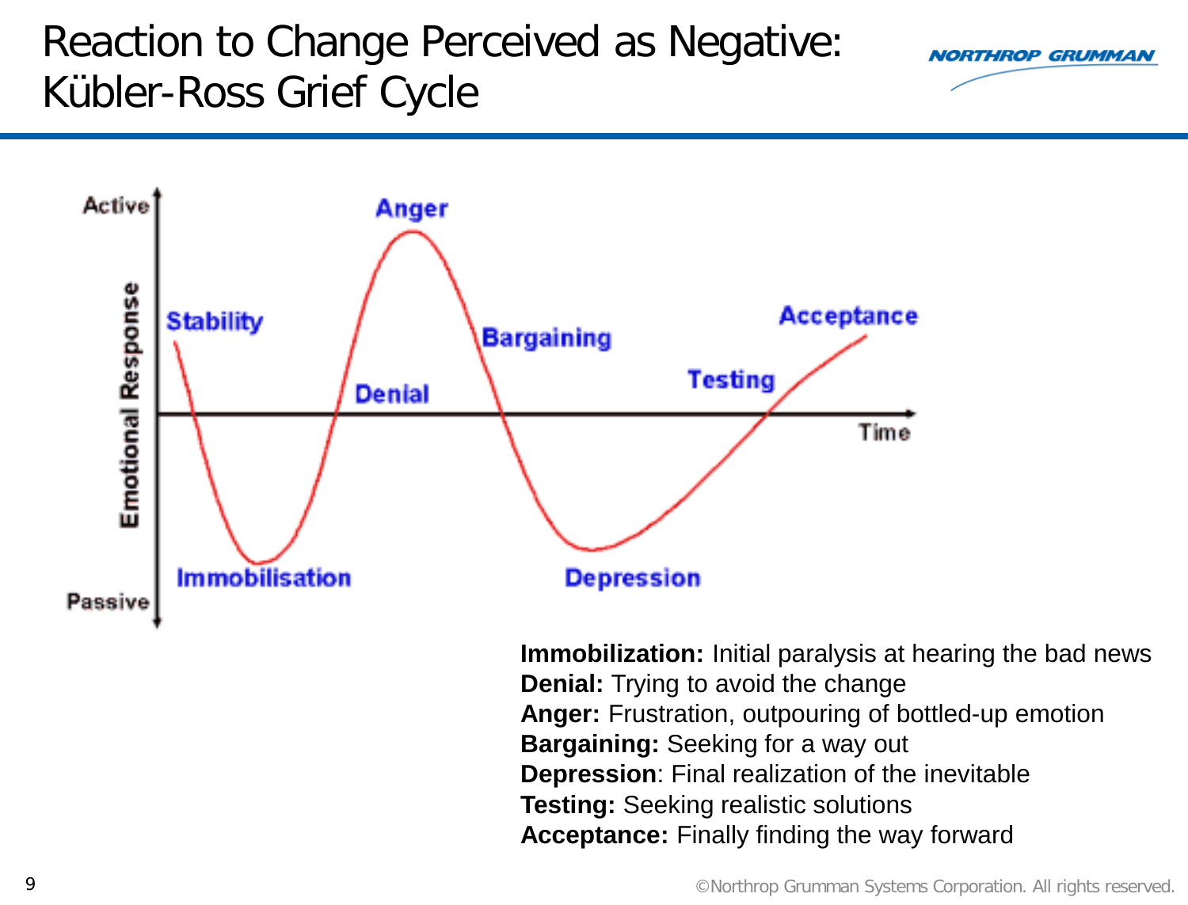# Reaction to Change Perceived as Negative: Kübler-Ross Grief Cycle

Active

Emotional Response

Passive

Stability

Immobilisation

Denial

Anger

Bargaining

Depression

Testing

Acceptance

Time

**Immobilization:** Initial paralysis at hearing the bad news
**Denial:** Trying to avoid the change
**Anger:** Frustration, outpouring of bottled-up emotion
**Bargaining:** Seeking for a way out
**Depression**: Final realization of the inevitable
**Testing:** Seeking realistic solutions
**Acceptance:** Finally finding the way forward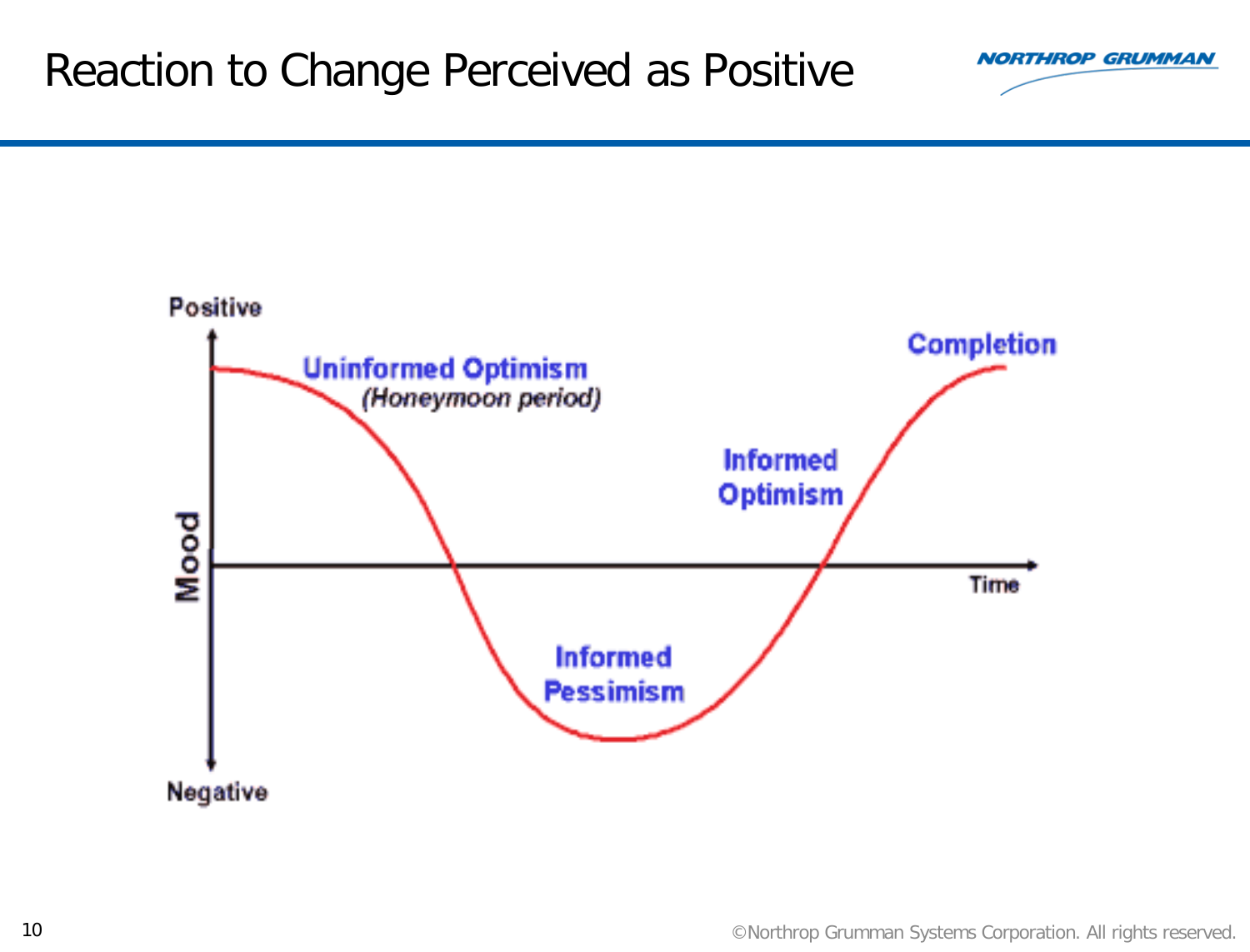# Reaction to Change Perceived as Positive

Positive

Mood

Negative

Time

Uninformed Optimism
*(Honeymoon period)*

Informed Pessimism

Informed Optimism

Completion

©Northrop Grumman Systems Corporation. All rights reserved.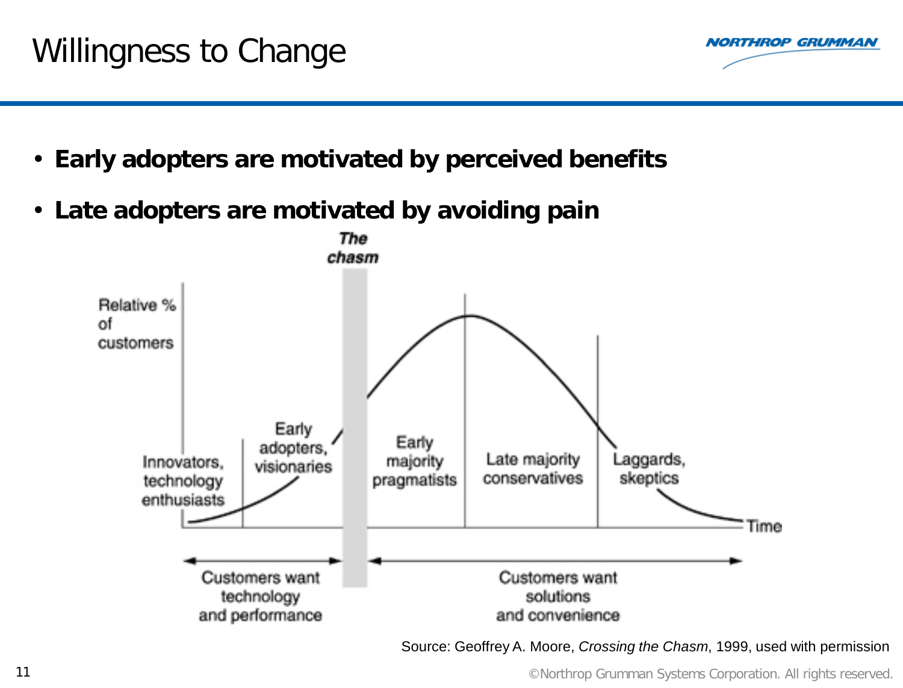# Willingness to Change

- **Early adopters are motivated by perceived benefits**
- **Late adopters are motivated by avoiding pain**

***The chasm***

Relative % of customers

Innovators, technology enthusiasts

Early adopters, visionaries

Early majority pragmatists

Late majority conservatives

Laggards, skeptics

Time

Customers want technology and performance

Customers want solutions and convenience

Source: Geoffrey A. Moore, *Crossing the Chasm*, 1999, used with permission

©Northrop Grumman Systems Corporation. All rights reserved.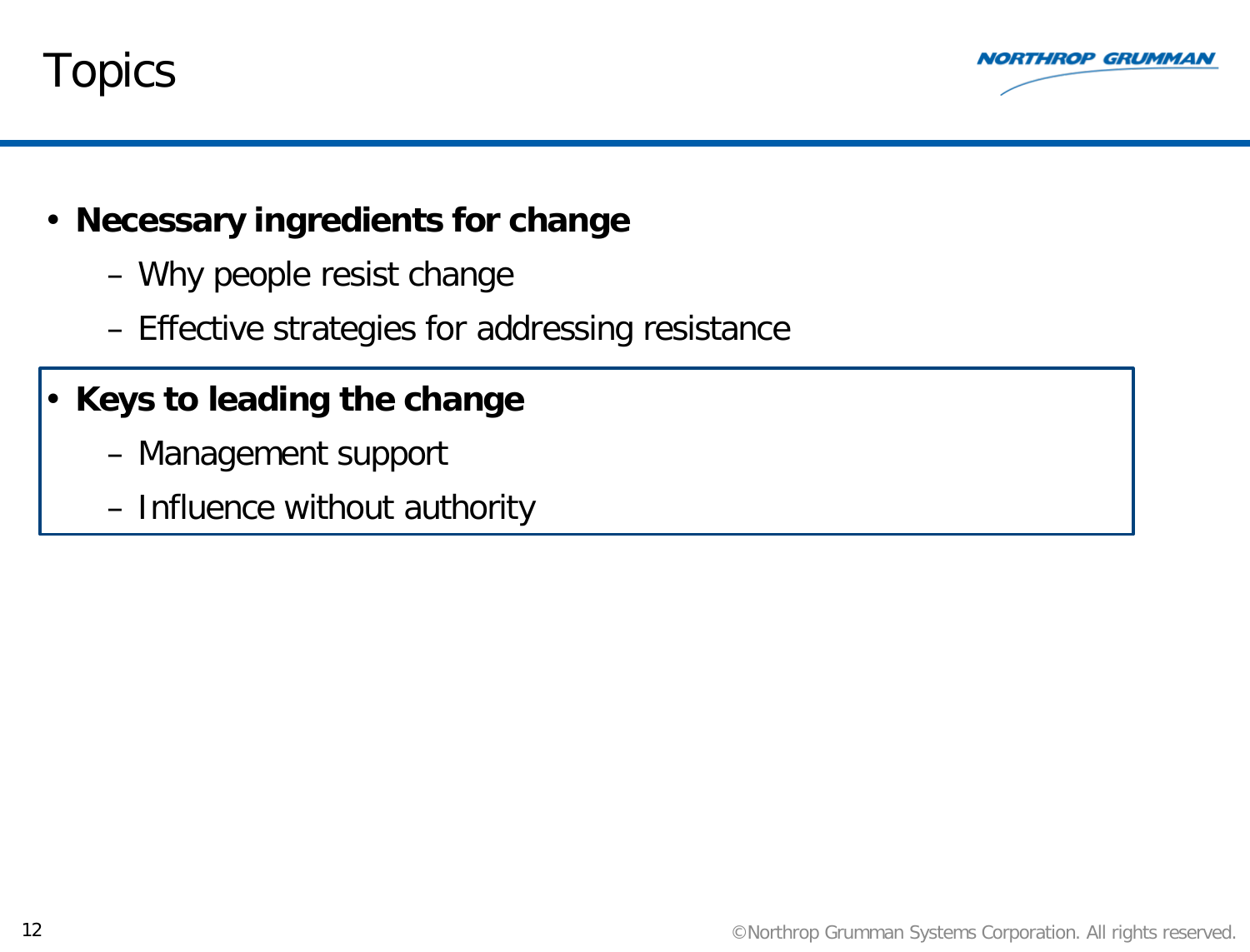# Topics

- **Necessary ingredients for change**
  - Why people resist change
  - Effective strategies for addressing resistance
- **Keys to leading the change**
  - Management support
  - Influence without authority

©Northrop Grumman Systems Corporation. All rights reserved.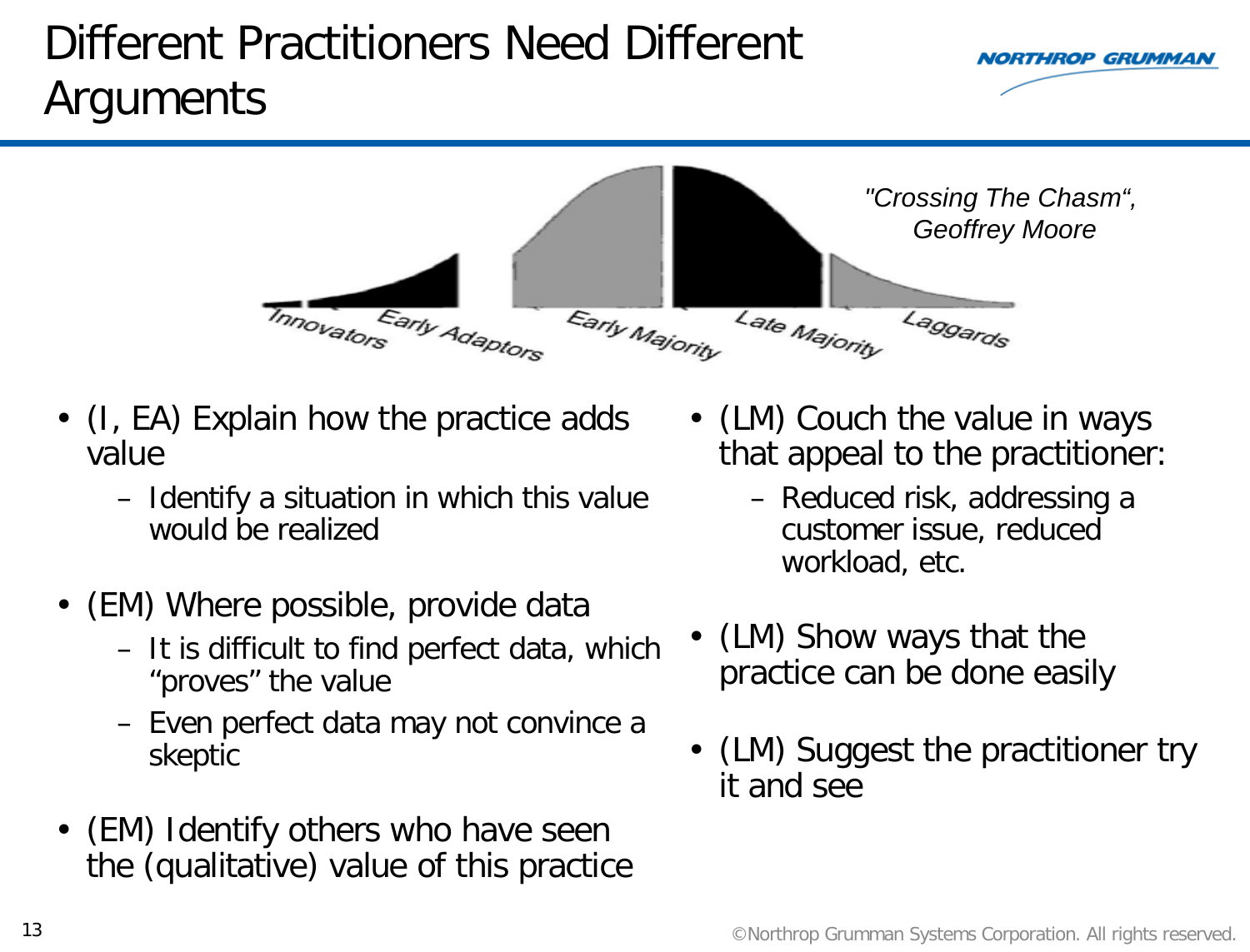# Different Practitioners Need Different Arguments

Innovators | Early Adaptors | Early Majority | Late Majority | Laggards

*"Crossing The Chasm", Geoffrey Moore*

- (I, EA) Explain how the practice adds value
  - Identify a situation in which this value would be realized
- (EM) Where possible, provide data
  - It is difficult to find perfect data, which "proves" the value
  - Even perfect data may not convince a skeptic
- (EM) Identify others who have seen the (qualitative) value of this practice
- (LM) Couch the value in ways that appeal to the practitioner:
  - Reduced risk, addressing a customer issue, reduced workload, etc.
- (LM) Show ways that the practice can be done easily
- (LM) Suggest the practitioner try it and see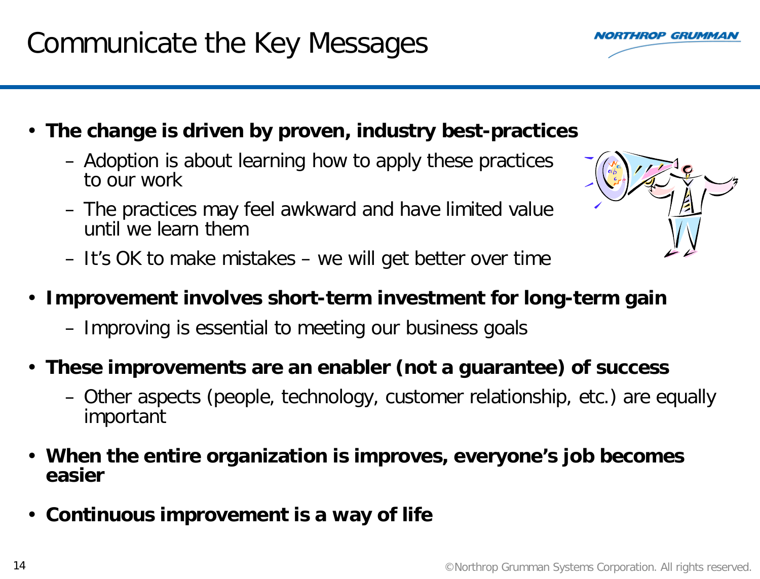# Communicate the Key Messages

- **The change is driven by proven, industry best-practices**
  - Adoption is about learning how to apply these practices to our work
  - The practices may feel awkward and have limited value until we learn them
  - It's OK to make mistakes – we will get better over time
- **Improvement involves short-term investment for long-term gain**
  - Improving is essential to meeting our business goals
- **These improvements are an enabler (not a guarantee) of success**
  - Other aspects (people, technology, customer relationship, etc.) are equally important
- **When the entire organization is improves, everyone's job becomes easier**
- **Continuous improvement is a way of life**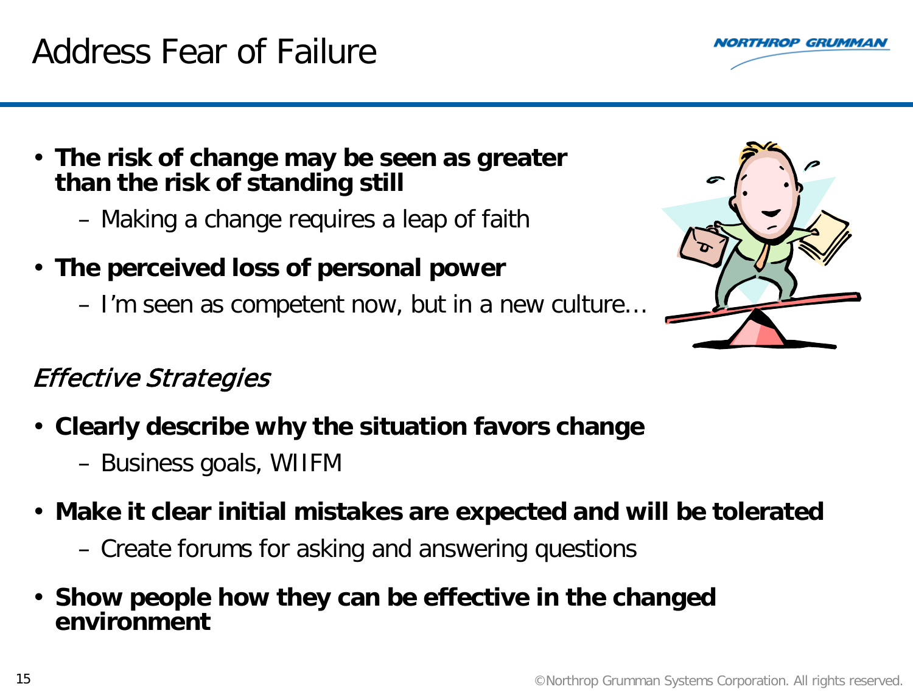# Address Fear of Failure

- **The risk of change may be seen as greater than the risk of standing still**
  - Making a change requires a leap of faith
- **The perceived loss of personal power**
  - I'm seen as competent now, but in a new culture…

*Effective Strategies*

- **Clearly describe why the situation favors change**
  - Business goals, WIIFM
- **Make it clear initial mistakes are expected and will be tolerated**
  - Create forums for asking and answering questions
- **Show people how they can be effective in the changed environment**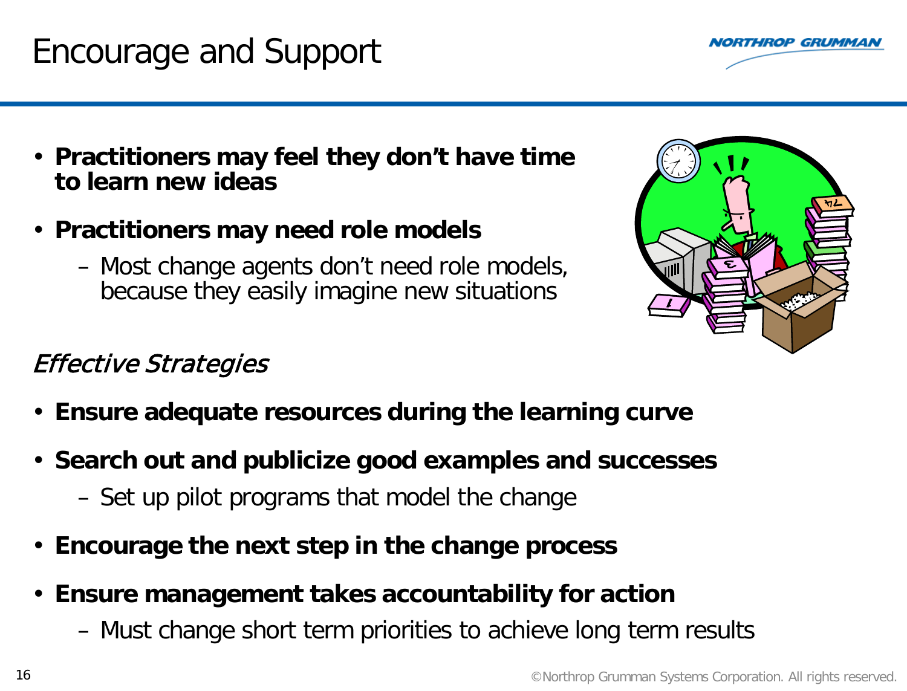# Encourage and Support

- **Practitioners may feel they don't have time to learn new ideas**
- **Practitioners may need role models**
  - Most change agents don't need role models, because they easily imagine new situations

*Effective Strategies*

- **Ensure adequate resources during the learning curve**
- **Search out and publicize good examples and successes**
  - Set up pilot programs that model the change
- **Encourage the next step in the change process**
- **Ensure management takes accountability for action**
  - Must change short term priorities to achieve long term results

©Northrop Grumman Systems Corporation. All rights reserved.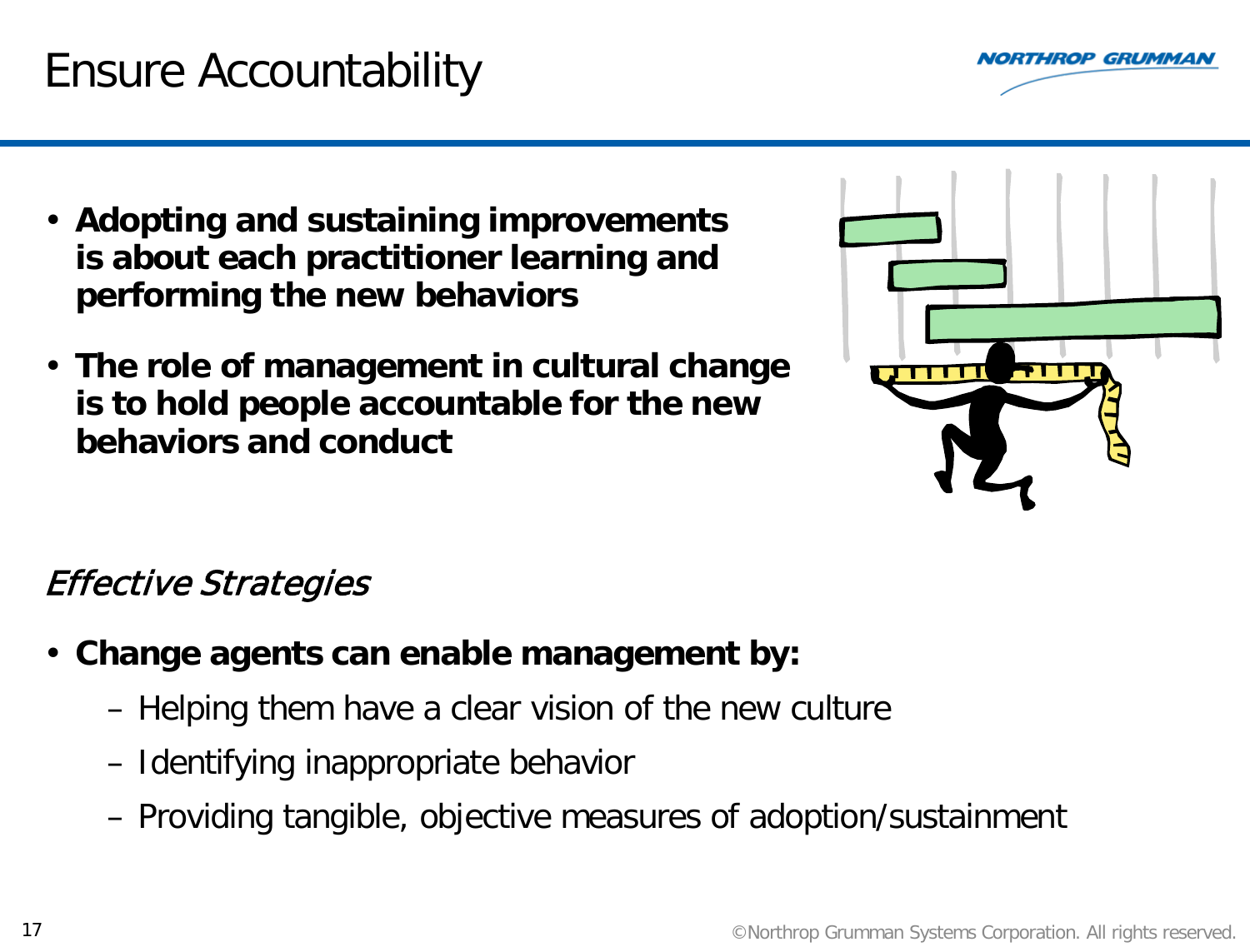# Ensure Accountability

- **Adopting and sustaining improvements is about each practitioner learning and performing the new behaviors**
- **The role of management in cultural change is to hold people accountable for the new behaviors and conduct**

*Effective Strategies*

- **Change agents can enable management by:**
  - Helping them have a clear vision of the new culture
  - Identifying inappropriate behavior
  - Providing tangible, objective measures of adoption/sustainment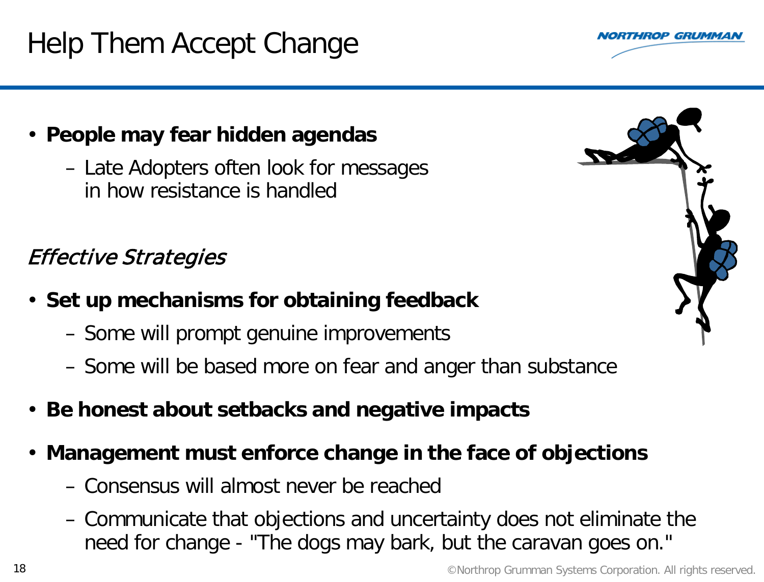# Help Them Accept Change

- **People may fear hidden agendas**
  - Late Adopters often look for messages in how resistance is handled

*Effective Strategies*

- **Set up mechanisms for obtaining feedback**
  - Some will prompt genuine improvements
  - Some will be based more on fear and anger than substance
- **Be honest about setbacks and negative impacts**
- **Management must enforce change in the face of objections**
  - Consensus will almost never be reached
  - Communicate that objections and uncertainty does not eliminate the need for change - "The dogs may bark, but the caravan goes on."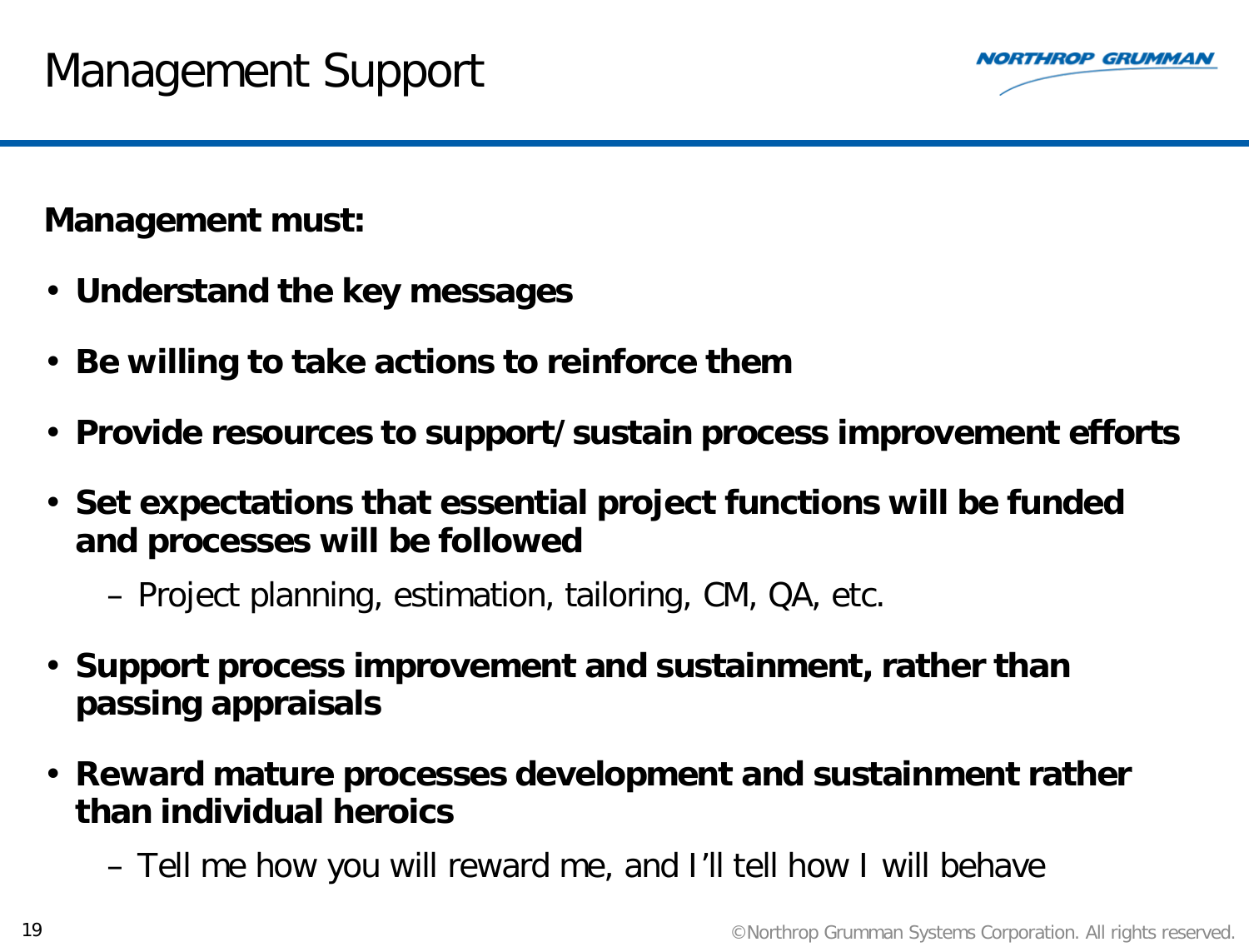# Management Support

**Management must:**

- **Understand the key messages**
- **Be willing to take actions to reinforce them**
- **Provide resources to support/sustain process improvement efforts**
- **Set expectations that essential project functions will be funded and processes will be followed**
  - Project planning, estimation, tailoring, CM, QA, etc.
- **Support process improvement and sustainment, rather than passing appraisals**
- **Reward mature processes development and sustainment rather than individual heroics**
  - Tell me how you will reward me, and I'll tell how I will behave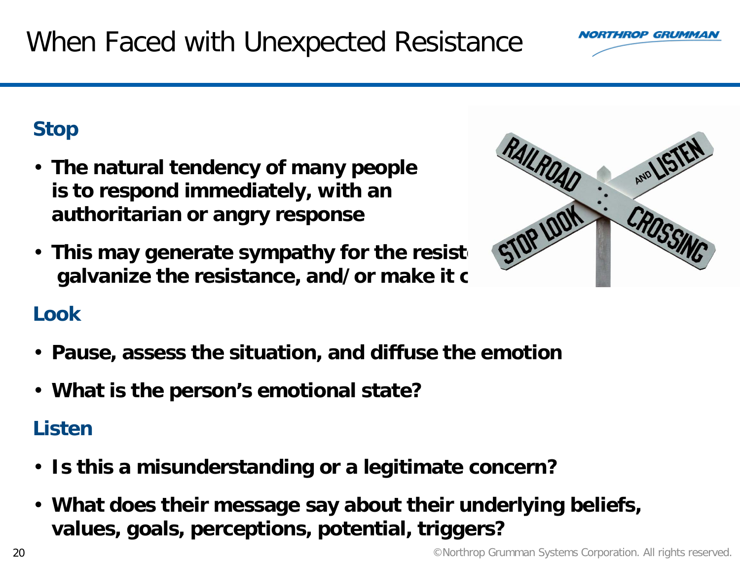# When Faced with Unexpected Resistance

## Stop

- The natural tendency of many people is to respond immediately, with an authoritarian or angry response
- This may generate sympathy for the resist galvanize the resistance, and/or make it c

## Look

- Pause, assess the situation, and diffuse the emotion
- What is the person's emotional state?

## Listen

- Is this a misunderstanding or a legitimate concern?
- What does their message say about their underlying beliefs, values, goals, perceptions, potential, triggers?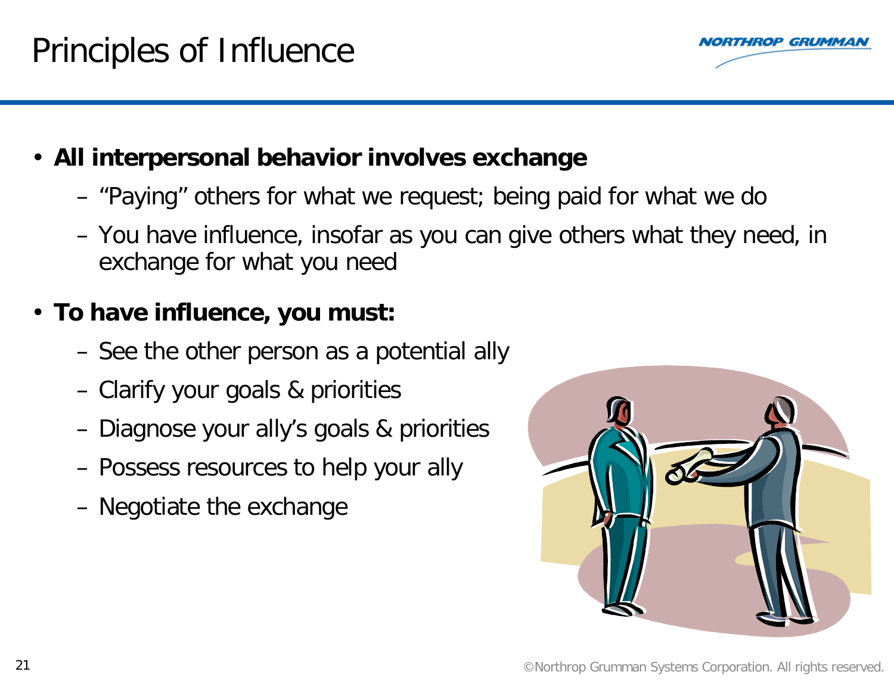# Principles of Influence

- **All interpersonal behavior involves exchange**
  - "Paying" others for what we request; being paid for what we do
  - You have influence, insofar as you can give others what they need, in exchange for what you need
- **To have influence, you must:**
  - See the other person as a potential ally
  - Clarify your goals & priorities
  - Diagnose your ally's goals & priorities
  - Possess resources to help your ally
  - Negotiate the exchange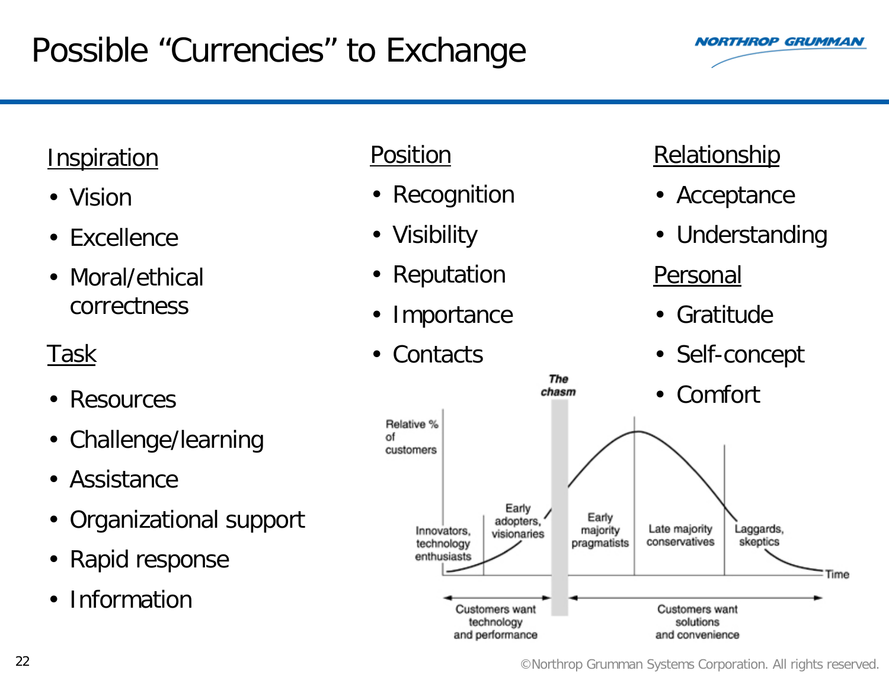# Possible "Currencies" to Exchange

Inspiration

- Vision
- Excellence
- Moral/ethical correctness

Task

- Resources
- Challenge/learning
- Assistance
- Organizational support
- Rapid response
- Information

Position

- Recognition
- Visibility
- Reputation
- Importance
- Contacts

Relationship

- Acceptance
- Understanding

Personal

- Gratitude
- Self-concept
- Comfort

The chasm

Relative % of customers

Innovators, technology enthusiasts

Early adopters, visionaries

Early majority pragmatists

Late majority conservatives

Laggards, skeptics

Time

Customers want technology and performance

Customers want solutions and convenience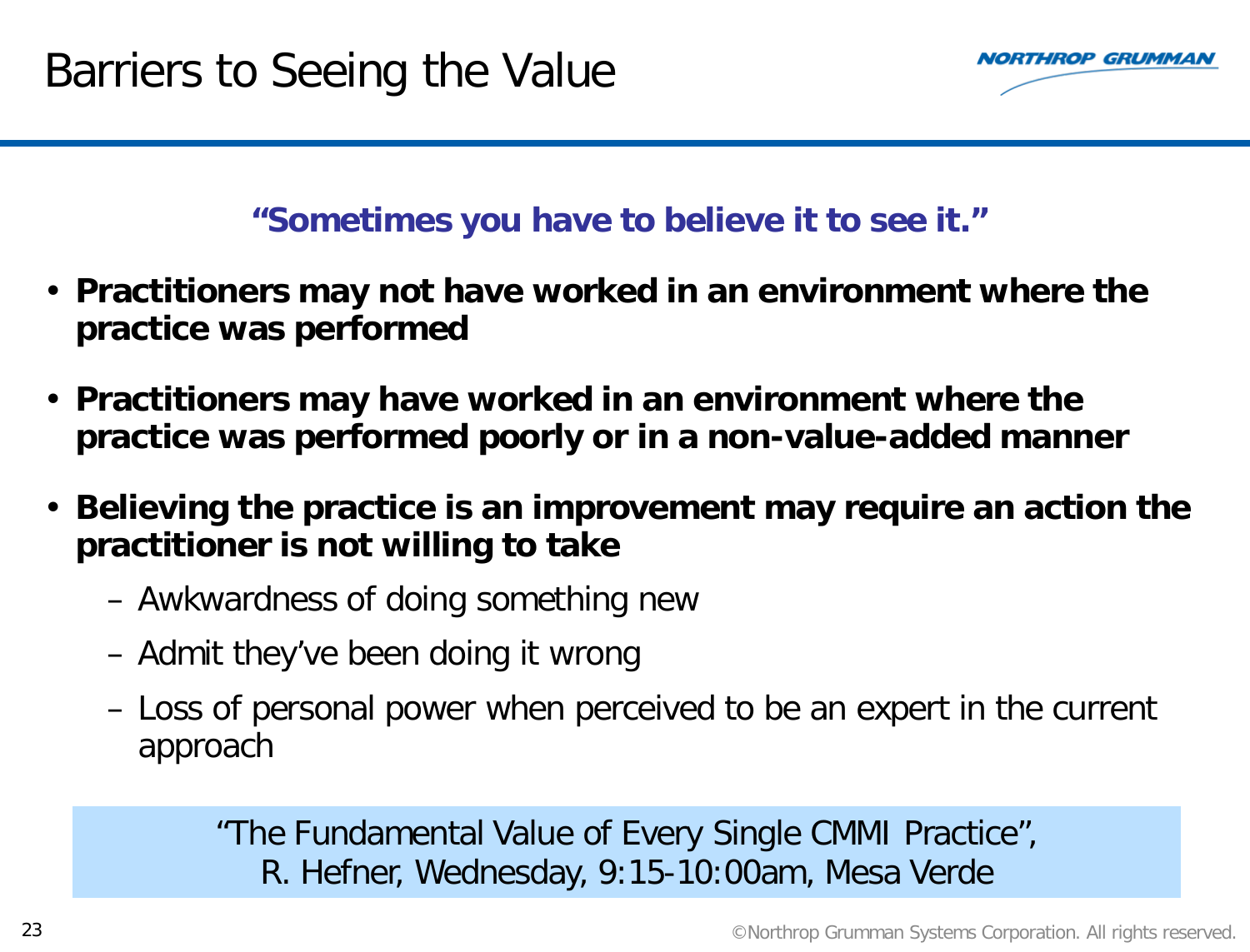# Barriers to Seeing the Value

**"Sometimes you have to believe it to see it."**

- **Practitioners may not have worked in an environment where the practice was performed**
- **Practitioners may have worked in an environment where the practice was performed poorly or in a non-value-added manner**
- **Believing the practice is an improvement may require an action the practitioner is not willing to take**
  - Awkwardness of doing something new
  - Admit they've been doing it wrong
  - Loss of personal power when perceived to be an expert in the current approach

"The Fundamental Value of Every Single CMMI Practice",
R. Hefner, Wednesday, 9:15-10:00am, Mesa Verde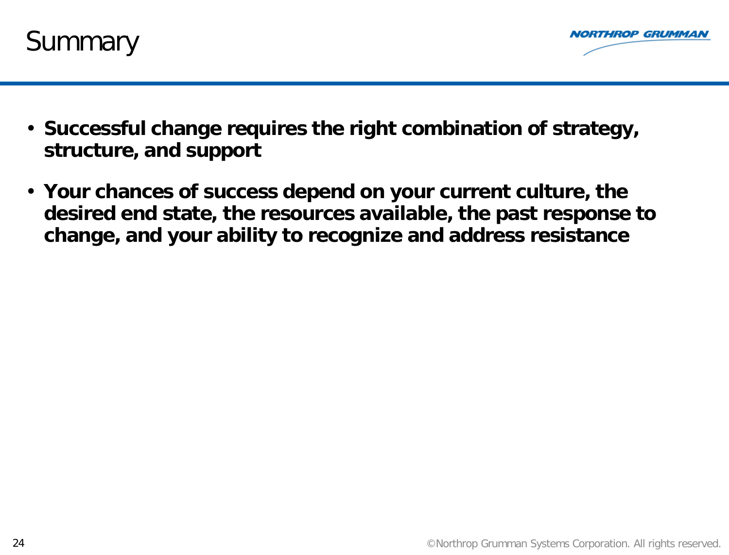# Summary

- **Successful change requires the right combination of strategy, structure, and support**
- **Your chances of success depend on your current culture, the desired end state, the resources available, the past response to change, and your ability to recognize and address resistance**